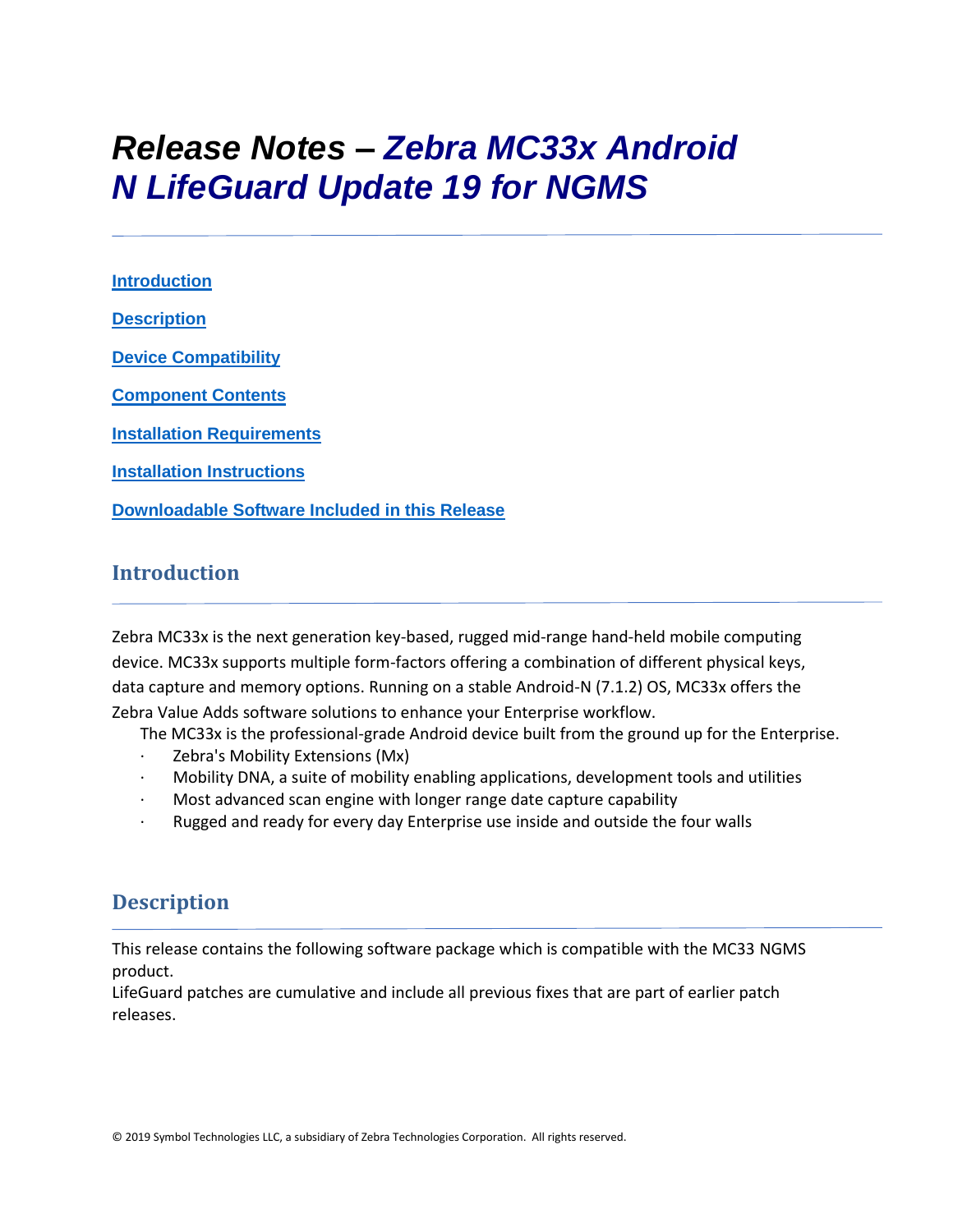# *Release Notes – Zebra MC33x Android N LifeGuard Update 19 for NGMS*

**Introduction**

**Description**

**Device Compatibility**

**Component Contents**

**Installation Requirements**

**Installation Instructions**

**Downloadable Software Included in this Release**

## Introduction

Zebra MC33x is the next generation key-based, rugged mid-range hand-held mobile computing device. MC33x supports multiple form-factors offering a combination of different physical keys, data capture and memory options. Running on a stable Android-N (7.1.2) OS, MC33x offers the Zebra Value Adds software solutions to enhance your Enterprise workflow.

The MC33x is the professional-grade Android device built from the ground up for the Enterprise.

- Zebra's Mobility Extensions (Mx)
- Mobility DNA, a suite of mobility enabling applications, development tools and utilities
- Most advanced scan engine with longer range date capture capability
- Rugged and ready for every day Enterprise use inside and outside the four walls

## Description

This release contains the following software package which is compatible with the MC33 NGMS product.

LifeGuard patches are cumulative and include all previous fixes that are part of earlier patch releases.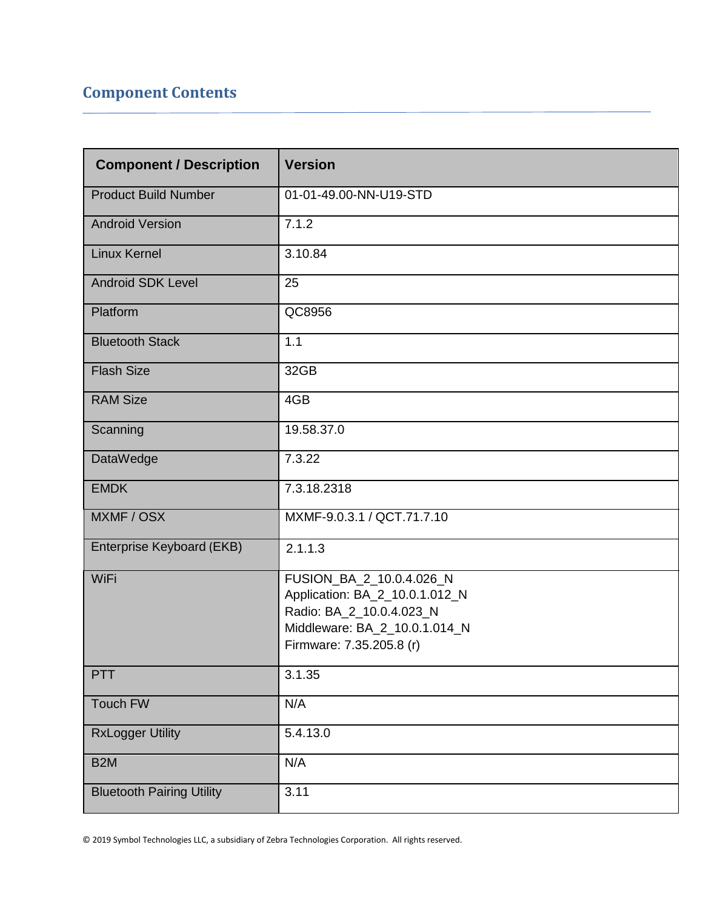## Component Contents

| Component / Description | Version |
|---|---|
| Product Build Number | 01-01-49.00-NN-U19-STD |
| Android Version | 7.1.2 |
| Linux Kernel | 3.10.84 |
| Android SDK Level | 25 |
| Platform | QC8956 |
| Bluetooth Stack | 1.1 |
| Flash Size | 32GB |
| RAM Size | 4GB |
| Scanning | 19.58.37.0 |
| DataWedge | 7.3.22 |
| EMDK | 7.3.18.2318 |
| MXMF / OSX | MXMF-9.0.3.1 / QCT.71.7.10 |
| Enterprise Keyboard (EKB) | 2.1.1.3 |
| WiFi | FUSION_BA_2_10.0.4.026_N<br>Application: BA_2_10.0.1.012_N<br>Radio: BA_2_10.0.4.023_N<br>Middleware: BA_2_10.0.1.014_N<br>Firmware: 7.35.205.8 (r) |
| PTT | 3.1.35 |
| Touch FW | N/A |
| RxLogger Utility | 5.4.13.0 |
| B2M | N/A |
| Bluetooth Pairing Utility | 3.11 |

© 2019 Symbol Technologies LLC, a subsidiary of Zebra Technologies Corporation. All rights reserved.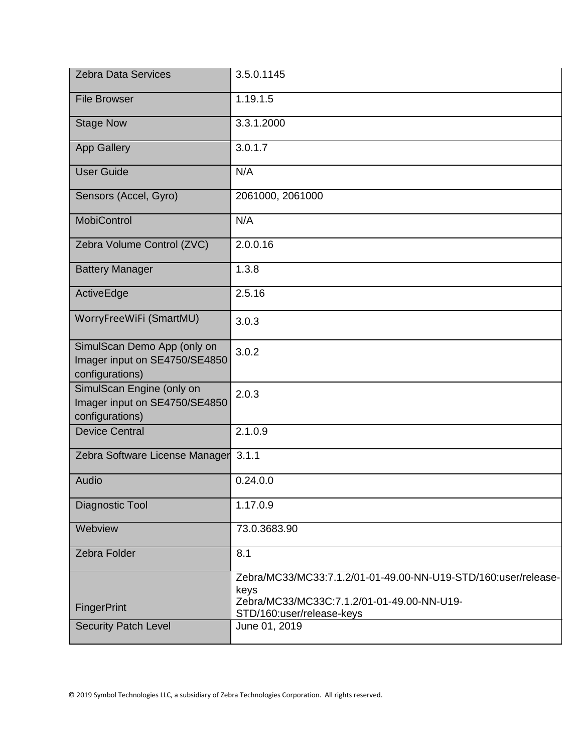| | |
|---|---|
| Zebra Data Services | 3.5.0.1145 |
| File Browser | 1.19.1.5 |
| Stage Now | 3.3.1.2000 |
| App Gallery | 3.0.1.7 |
| User Guide | N/A |
| Sensors (Accel, Gyro) | 2061000, 2061000 |
| MobiControl | N/A |
| Zebra Volume Control (ZVC) | 2.0.0.16 |
| Battery Manager | 1.3.8 |
| ActiveEdge | 2.5.16 |
| WorryFreeWiFi (SmartMU) | 3.0.3 |
| SimulScan Demo App (only on Imager input on SE4750/SE4850 configurations) | 3.0.2 |
| SimulScan Engine (only on Imager input on SE4750/SE4850 configurations) | 2.0.3 |
| Device Central | 2.1.0.9 |
| Zebra Software License Manager | 3.1.1 |
| Audio | 0.24.0.0 |
| Diagnostic Tool | 1.17.0.9 |
| Webview | 73.0.3683.90 |
| Zebra Folder | 8.1 |
| FingerPrint | Zebra/MC33/MC33:7.1.2/01-01-49.00-NN-U19-STD/160:user/release-keys<br>Zebra/MC33/MC33C:7.1.2/01-01-49.00-NN-U19-STD/160:user/release-keys |
| Security Patch Level | June 01, 2019 |

© 2019 Symbol Technologies LLC, a subsidiary of Zebra Technologies Corporation. All rights reserved.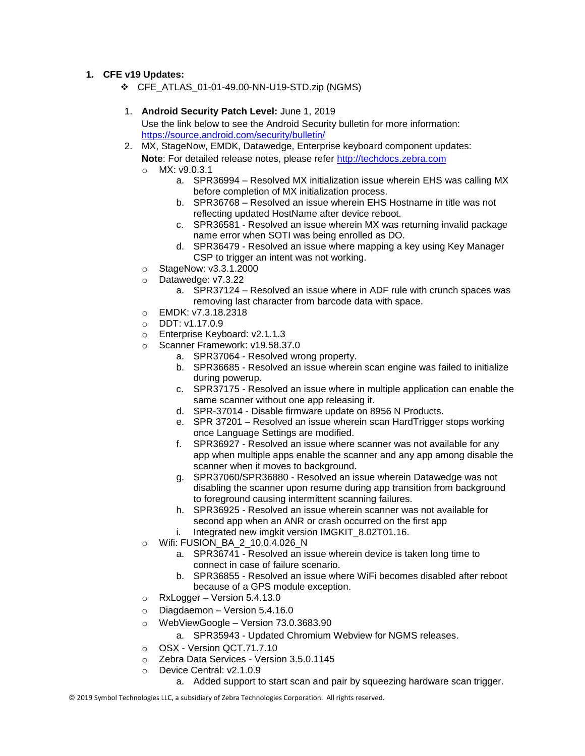1. **CFE v19 Updates:**
   - CFE_ATLAS_01-01-49.00-NN-U19-STD.zip (NGMS)

     1. **Android Security Patch Level:** June 1, 2019
        Use the link below to see the Android Security bulletin for more information: https://source.android.com/security/bulletin/
     2. MX, StageNow, EMDK, Datawedge, Enterprise keyboard component updates:
        **Note**: For detailed release notes, please refer http://techdocs.zebra.com
        - MX: v9.0.3.1
          a. SPR36994 – Resolved MX initialization issue wherein EHS was calling MX before completion of MX initialization process.
          b. SPR36768 – Resolved an issue wherein EHS Hostname in title was not reflecting updated HostName after device reboot.
          c. SPR36581 - Resolved an issue wherein MX was returning invalid package name error when SOTI was being enrolled as DO.
          d. SPR36479 - Resolved an issue where mapping a key using Key Manager CSP to trigger an intent was not working.
        - StageNow: v3.3.1.2000
        - Datawedge: v7.3.22
          a. SPR37124 – Resolved an issue where in ADF rule with crunch spaces was removing last character from barcode data with space.
        - EMDK: v7.3.18.2318
        - DDT: v1.17.0.9
        - Enterprise Keyboard: v2.1.1.3
        - Scanner Framework: v19.58.37.0
          a. SPR37064 - Resolved wrong property.
          b. SPR36685 - Resolved an issue wherein scan engine was failed to initialize during powerup.
          c. SPR37175 - Resolved an issue where in multiple application can enable the same scanner without one app releasing it.
          d. SPR-37014 - Disable firmware update on 8956 N Products.
          e. SPR 37201 – Resolved an issue wherein scan HardTrigger stops working once Language Settings are modified.
          f. SPR36927 - Resolved an issue where scanner was not available for any app when multiple apps enable the scanner and any app among disable the scanner when it moves to background.
          g. SPR37060/SPR36880 - Resolved an issue wherein Datawedge was not disabling the scanner upon resume during app transition from background to foreground causing intermittent scanning failures.
          h. SPR36925 - Resolved an issue wherein scanner was not available for second app when an ANR or crash occurred on the first app
          i. Integrated new imgkit version IMGKIT_8.02T01.16.
        - Wifi: FUSION_BA_2_10.0.4.026_N
          a. SPR36741 - Resolved an issue wherein device is taken long time to connect in case of failure scenario.
          b. SPR36855 - Resolved an issue where WiFi becomes disabled after reboot because of a GPS module exception.
        - RxLogger – Version 5.4.13.0
        - Diagdaemon – Version 5.4.16.0
        - WebViewGoogle – Version 73.0.3683.90
          a. SPR35943 - Updated Chromium Webview for NGMS releases.
        - OSX - Version QCT.71.7.10
        - Zebra Data Services - Version 3.5.0.1145
        - Device Central: v2.1.0.9
          a. Added support to start scan and pair by squeezing hardware scan trigger.

© 2019 Symbol Technologies LLC, a subsidiary of Zebra Technologies Corporation. All rights reserved.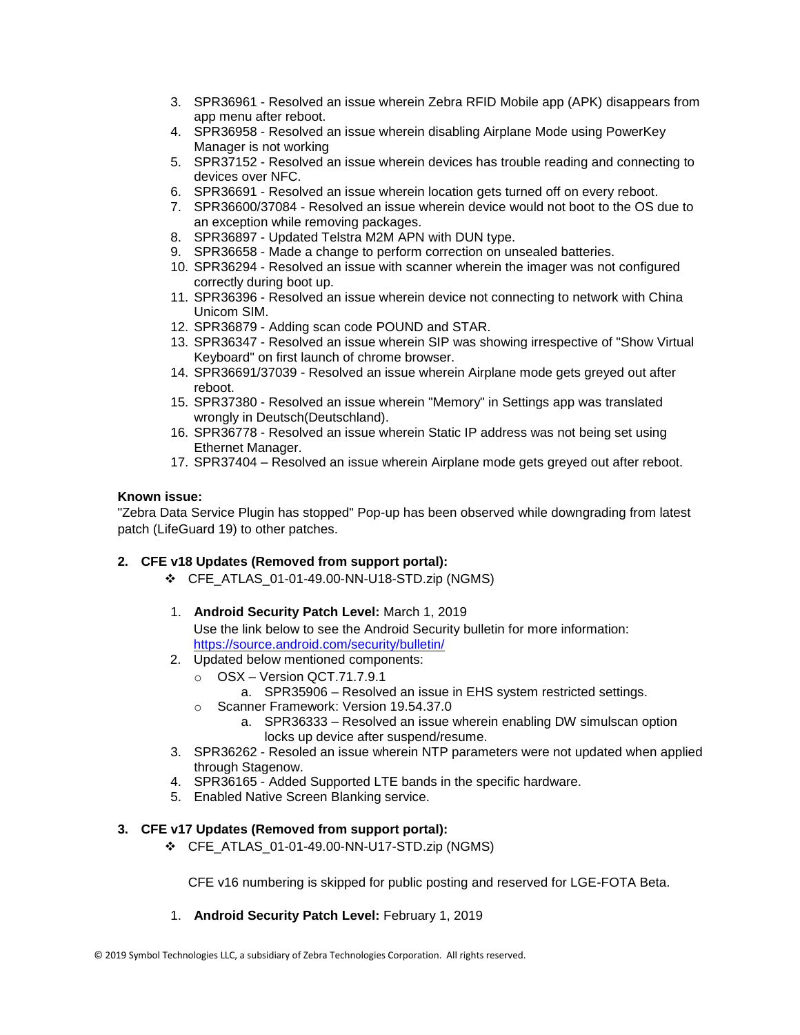3. SPR36961 - Resolved an issue wherein Zebra RFID Mobile app (APK) disappears from app menu after reboot.
4. SPR36958 - Resolved an issue wherein disabling Airplane Mode using PowerKey Manager is not working
5. SPR37152 - Resolved an issue wherein devices has trouble reading and connecting to devices over NFC.
6. SPR36691 - Resolved an issue wherein location gets turned off on every reboot.
7. SPR36600/37084 - Resolved an issue wherein device would not boot to the OS due to an exception while removing packages.
8. SPR36897 - Updated Telstra M2M APN with DUN type.
9. SPR36658 - Made a change to perform correction on unsealed batteries.
10. SPR36294 - Resolved an issue with scanner wherein the imager was not configured correctly during boot up.
11. SPR36396 - Resolved an issue wherein device not connecting to network with China Unicom SIM.
12. SPR36879 - Adding scan code POUND and STAR.
13. SPR36347 - Resolved an issue wherein SIP was showing irrespective of "Show Virtual Keyboard" on first launch of chrome browser.
14. SPR36691/37039 - Resolved an issue wherein Airplane mode gets greyed out after reboot.
15. SPR37380 - Resolved an issue wherein "Memory" in Settings app was translated wrongly in Deutsch(Deutschland).
16. SPR36778 - Resolved an issue wherein Static IP address was not being set using Ethernet Manager.
17. SPR37404 – Resolved an issue wherein Airplane mode gets greyed out after reboot.

**Known issue:**
"Zebra Data Service Plugin has stopped" Pop-up has been observed while downgrading from latest patch (LifeGuard 19) to other patches.

**2. CFE v18 Updates (Removed from support portal):**

- ❖ CFE_ATLAS_01-01-49.00-NN-U18-STD.zip (NGMS)

1. **Android Security Patch Level:** March 1, 2019
   Use the link below to see the Android Security bulletin for more information: https://source.android.com/security/bulletin/
2. Updated below mentioned components:
   - OSX – Version QCT.71.7.9.1
     a. SPR35906 – Resolved an issue in EHS system restricted settings.
   - Scanner Framework: Version 19.54.37.0
     a. SPR36333 – Resolved an issue wherein enabling DW simulscan option locks up device after suspend/resume.
3. SPR36262 - Resoled an issue wherein NTP parameters were not updated when applied through Stagenow.
4. SPR36165 - Added Supported LTE bands in the specific hardware.
5. Enabled Native Screen Blanking service.

**3. CFE v17 Updates (Removed from support portal):**

- ❖ CFE_ATLAS_01-01-49.00-NN-U17-STD.zip (NGMS)

CFE v16 numbering is skipped for public posting and reserved for LGE-FOTA Beta.

1. **Android Security Patch Level:** February 1, 2019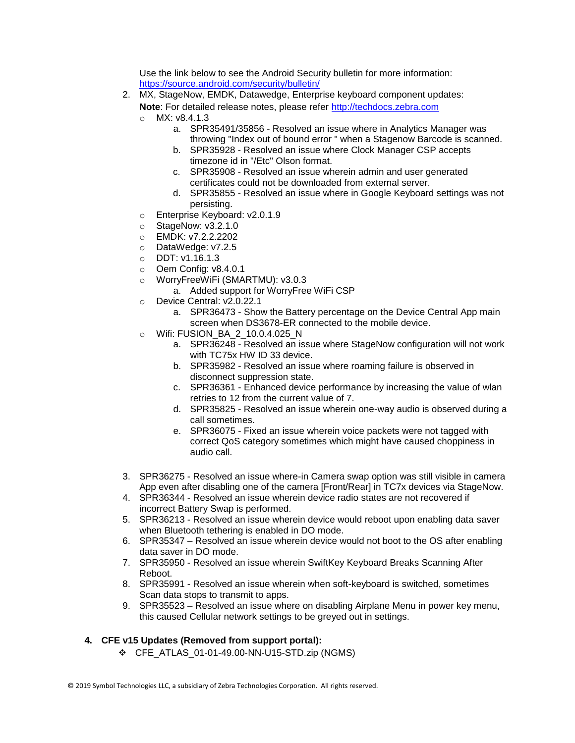Use the link below to see the Android Security bulletin for more information: https://source.android.com/security/bulletin/

2. MX, StageNow, EMDK, Datawedge, Enterprise keyboard component updates:
   **Note**: For detailed release notes, please refer http://techdocs.zebra.com
   - MX: v8.4.1.3
     a. SPR35491/35856 - Resolved an issue where in Analytics Manager was throwing "Index out of bound error " when a Stagenow Barcode is scanned.
     b. SPR35928 - Resolved an issue where Clock Manager CSP accepts timezone id in "/Etc" Olson format.
     c. SPR35908 - Resolved an issue wherein admin and user generated certificates could not be downloaded from external server.
     d. SPR35855 - Resolved an issue where in Google Keyboard settings was not persisting.
   - Enterprise Keyboard: v2.0.1.9
   - StageNow: v3.2.1.0
   - EMDK: v7.2.2.2202
   - DataWedge: v7.2.5
   - DDT: v1.16.1.3
   - Oem Config: v8.4.0.1
   - WorryFreeWiFi (SMARTMU): v3.0.3
     a. Added support for WorryFree WiFi CSP
   - Device Central: v2.0.22.1
     a. SPR36473 - Show the Battery percentage on the Device Central App main screen when DS3678-ER connected to the mobile device.
   - Wifi: FUSION_BA_2_10.0.4.025_N
     a. SPR36248 - Resolved an issue where StageNow configuration will not work with TC75x HW ID 33 device.
     b. SPR35982 - Resolved an issue where roaming failure is observed in disconnect suppression state.
     c. SPR36361 - Enhanced device performance by increasing the value of wlan retries to 12 from the current value of 7.
     d. SPR35825 - Resolved an issue wherein one-way audio is observed during a call sometimes.
     e. SPR36075 - Fixed an issue wherein voice packets were not tagged with correct QoS category sometimes which might have caused choppiness in audio call.

3. SPR36275 - Resolved an issue where-in Camera swap option was still visible in camera App even after disabling one of the camera [Front/Rear] in TC7x devices via StageNow.
4. SPR36344 - Resolved an issue wherein device radio states are not recovered if incorrect Battery Swap is performed.
5. SPR36213 - Resolved an issue wherein device would reboot upon enabling data saver when Bluetooth tethering is enabled in DO mode.
6. SPR35347 – Resolved an issue wherein device would not boot to the OS after enabling data saver in DO mode.
7. SPR35950 - Resolved an issue wherein SwiftKey Keyboard Breaks Scanning After Reboot.
8. SPR35991 - Resolved an issue wherein when soft-keyboard is switched, sometimes Scan data stops to transmit to apps.
9. SPR35523 – Resolved an issue where on disabling Airplane Menu in power key menu, this caused Cellular network settings to be greyed out in settings.

**4. CFE v15 Updates (Removed from support portal):**

- CFE_ATLAS_01-01-49.00-NN-U15-STD.zip (NGMS)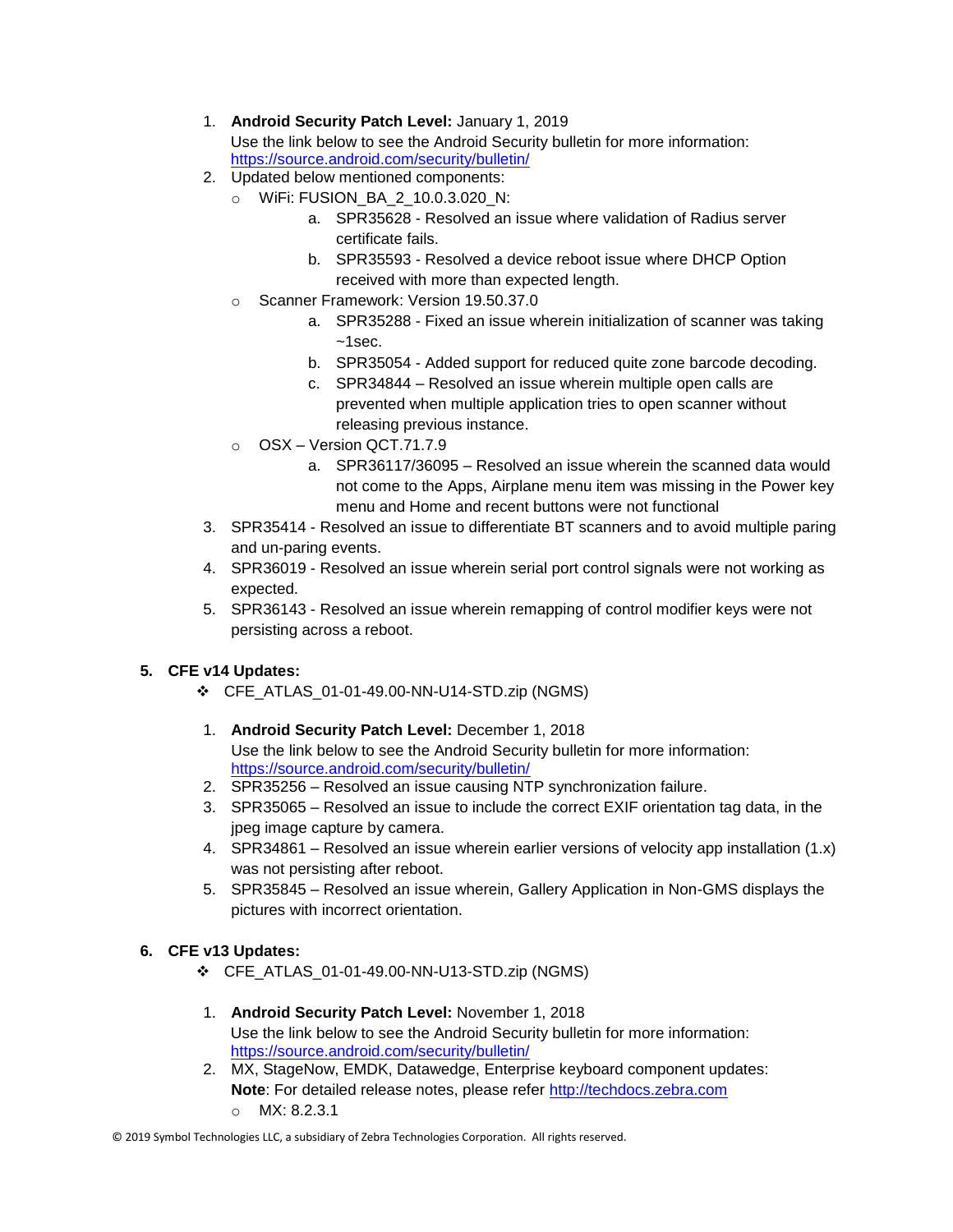1. **Android Security Patch Level:** January 1, 2019
   Use the link below to see the Android Security bulletin for more information: https://source.android.com/security/bulletin/
2. Updated below mentioned components:
   - WiFi: FUSION_BA_2_10.0.3.020_N:
     a. SPR35628 - Resolved an issue where validation of Radius server certificate fails.
     b. SPR35593 - Resolved a device reboot issue where DHCP Option received with more than expected length.
   - Scanner Framework: Version 19.50.37.0
     a. SPR35288 - Fixed an issue wherein initialization of scanner was taking ~1sec.
     b. SPR35054 - Added support for reduced quite zone barcode decoding.
     c. SPR34844 – Resolved an issue wherein multiple open calls are prevented when multiple application tries to open scanner without releasing previous instance.
   - OSX – Version QCT.71.7.9
     a. SPR36117/36095 – Resolved an issue wherein the scanned data would not come to the Apps, Airplane menu item was missing in the Power key menu and Home and recent buttons were not functional
3. SPR35414 - Resolved an issue to differentiate BT scanners and to avoid multiple paring and un-paring events.
4. SPR36019 - Resolved an issue wherein serial port control signals were not working as expected.
5. SPR36143 - Resolved an issue wherein remapping of control modifier keys were not persisting across a reboot.

**5. CFE v14 Updates:**

❖ CFE_ATLAS_01-01-49.00-NN-U14-STD.zip (NGMS)

1. **Android Security Patch Level:** December 1, 2018
   Use the link below to see the Android Security bulletin for more information: https://source.android.com/security/bulletin/
2. SPR35256 – Resolved an issue causing NTP synchronization failure.
3. SPR35065 – Resolved an issue to include the correct EXIF orientation tag data, in the jpeg image capture by camera.
4. SPR34861 – Resolved an issue wherein earlier versions of velocity app installation (1.x) was not persisting after reboot.
5. SPR35845 – Resolved an issue wherein, Gallery Application in Non-GMS displays the pictures with incorrect orientation.

**6. CFE v13 Updates:**

❖ CFE_ATLAS_01-01-49.00-NN-U13-STD.zip (NGMS)

1. **Android Security Patch Level:** November 1, 2018
   Use the link below to see the Android Security bulletin for more information: https://source.android.com/security/bulletin/
2. MX, StageNow, EMDK, Datawedge, Enterprise keyboard component updates:
   **Note**: For detailed release notes, please refer http://techdocs.zebra.com
   - MX: 8.2.3.1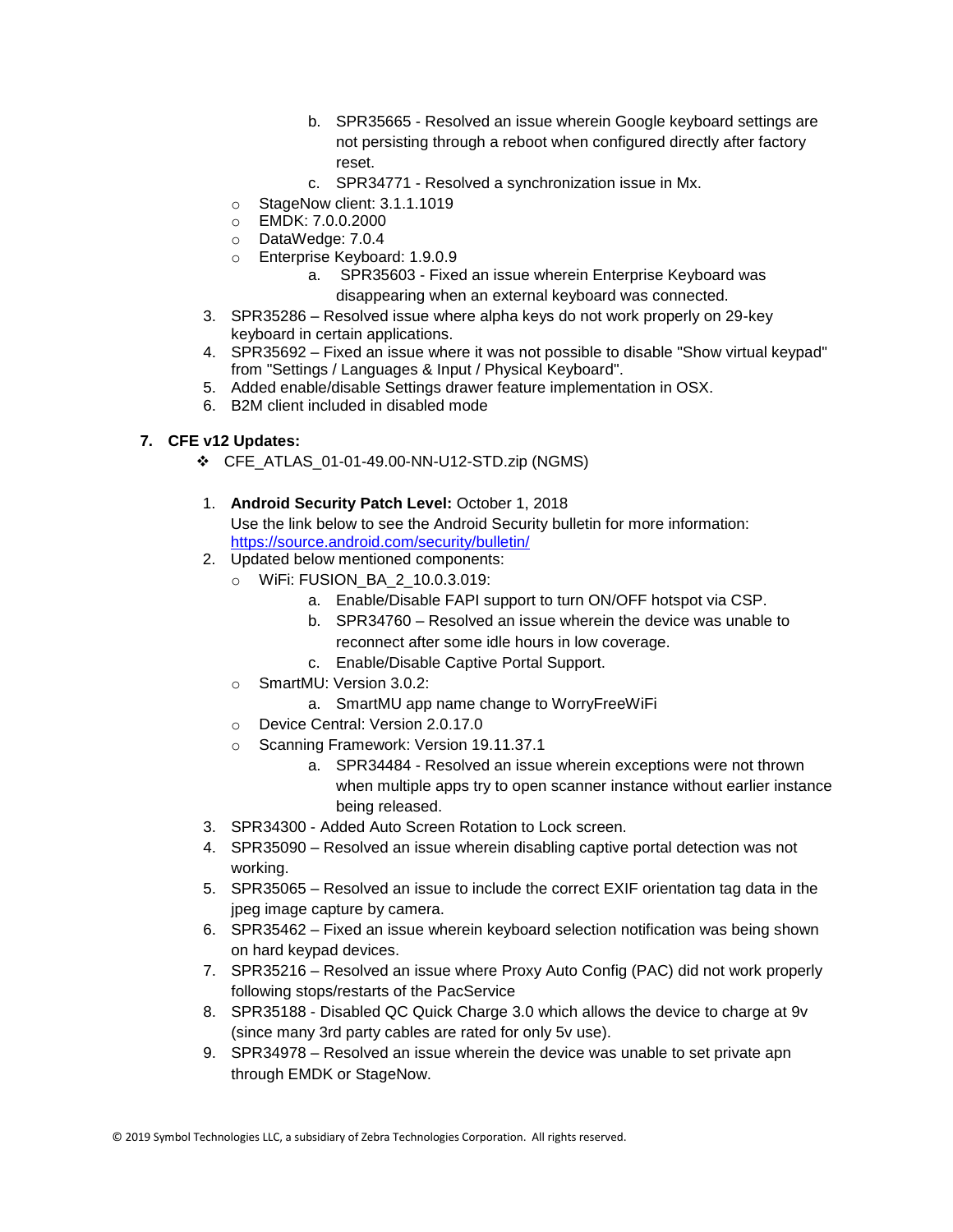b. SPR35665 - Resolved an issue wherein Google keyboard settings are not persisting through a reboot when configured directly after factory reset.

c. SPR34771 - Resolved a synchronization issue in Mx.

- StageNow client: 3.1.1.1019
- EMDK: 7.0.0.2000
- DataWedge: 7.0.4
- Enterprise Keyboard: 1.9.0.9
   a. SPR35603 - Fixed an issue wherein Enterprise Keyboard was disappearing when an external keyboard was connected.

3. SPR35286 – Resolved issue where alpha keys do not work properly on 29-key keyboard in certain applications.
4. SPR35692 – Fixed an issue where it was not possible to disable "Show virtual keypad" from "Settings / Languages & Input / Physical Keyboard".
5. Added enable/disable Settings drawer feature implementation in OSX.
6. B2M client included in disabled mode

**7. CFE v12 Updates:**

❖ CFE_ATLAS_01-01-49.00-NN-U12-STD.zip (NGMS)

1. **Android Security Patch Level:** October 1, 2018
   Use the link below to see the Android Security bulletin for more information: [https://source.android.com/security/bulletin/](https://source.android.com/security/bulletin/)
2. Updated below mentioned components:
   - WiFi: FUSION_BA_2_10.0.3.019:
      a. Enable/Disable FAPI support to turn ON/OFF hotspot via CSP.
      b. SPR34760 – Resolved an issue wherein the device was unable to reconnect after some idle hours in low coverage.
      c. Enable/Disable Captive Portal Support.
   - SmartMU: Version 3.0.2:
      a. SmartMU app name change to WorryFreeWiFi
   - Device Central: Version 2.0.17.0
   - Scanning Framework: Version 19.11.37.1
      a. SPR34484 - Resolved an issue wherein exceptions were not thrown when multiple apps try to open scanner instance without earlier instance being released.
3. SPR34300 - Added Auto Screen Rotation to Lock screen.
4. SPR35090 – Resolved an issue wherein disabling captive portal detection was not working.
5. SPR35065 – Resolved an issue to include the correct EXIF orientation tag data in the jpeg image capture by camera.
6. SPR35462 – Fixed an issue wherein keyboard selection notification was being shown on hard keypad devices.
7. SPR35216 – Resolved an issue where Proxy Auto Config (PAC) did not work properly following stops/restarts of the PacService
8. SPR35188 - Disabled QC Quick Charge 3.0 which allows the device to charge at 9v (since many 3rd party cables are rated for only 5v use).
9. SPR34978 – Resolved an issue wherein the device was unable to set private apn through EMDK or StageNow.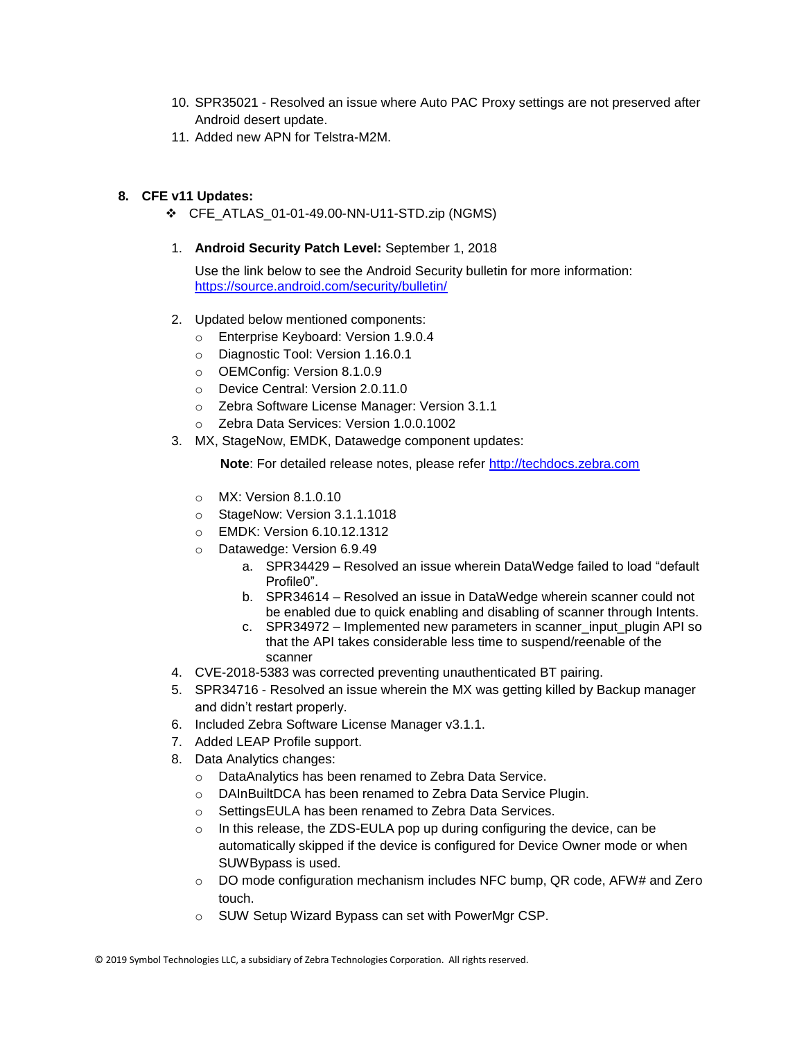10. SPR35021 - Resolved an issue where Auto PAC Proxy settings are not preserved after Android desert update.
11. Added new APN for Telstra-M2M.

8. **CFE v11 Updates:**

❖ CFE_ATLAS_01-01-49.00-NN-U11-STD.zip (NGMS)

1. **Android Security Patch Level:** September 1, 2018

   Use the link below to see the Android Security bulletin for more information: https://source.android.com/security/bulletin/

2. Updated below mentioned components:
   - Enterprise Keyboard: Version 1.9.0.4
   - Diagnostic Tool: Version 1.16.0.1
   - OEMConfig: Version 8.1.0.9
   - Device Central: Version 2.0.11.0
   - Zebra Software License Manager: Version 3.1.1
   - Zebra Data Services: Version 1.0.0.1002
3. MX, StageNow, EMDK, Datawedge component updates:

   **Note**: For detailed release notes, please refer http://techdocs.zebra.com

   - MX: Version 8.1.0.10
   - StageNow: Version 3.1.1.1018
   - EMDK: Version 6.10.12.1312
   - Datawedge: Version 6.9.49
     a. SPR34429 – Resolved an issue wherein DataWedge failed to load “default Profile0”.
     b. SPR34614 – Resolved an issue in DataWedge wherein scanner could not be enabled due to quick enabling and disabling of scanner through Intents.
     c. SPR34972 – Implemented new parameters in scanner_input_plugin API so that the API takes considerable less time to suspend/reenable of the scanner
4. CVE-2018-5383 was corrected preventing unauthenticated BT pairing.
5. SPR34716 - Resolved an issue wherein the MX was getting killed by Backup manager and didn’t restart properly.
6. Included Zebra Software License Manager v3.1.1.
7. Added LEAP Profile support.
8. Data Analytics changes:
   - DataAnalytics has been renamed to Zebra Data Service.
   - DAInBuiltDCA has been renamed to Zebra Data Service Plugin.
   - SettingsEULA has been renamed to Zebra Data Services.
   - In this release, the ZDS-EULA pop up during configuring the device, can be automatically skipped if the device is configured for Device Owner mode or when SUWBypass is used.
   - DO mode configuration mechanism includes NFC bump, QR code, AFW# and Zero touch.
   - SUW Setup Wizard Bypass can set with PowerMgr CSP.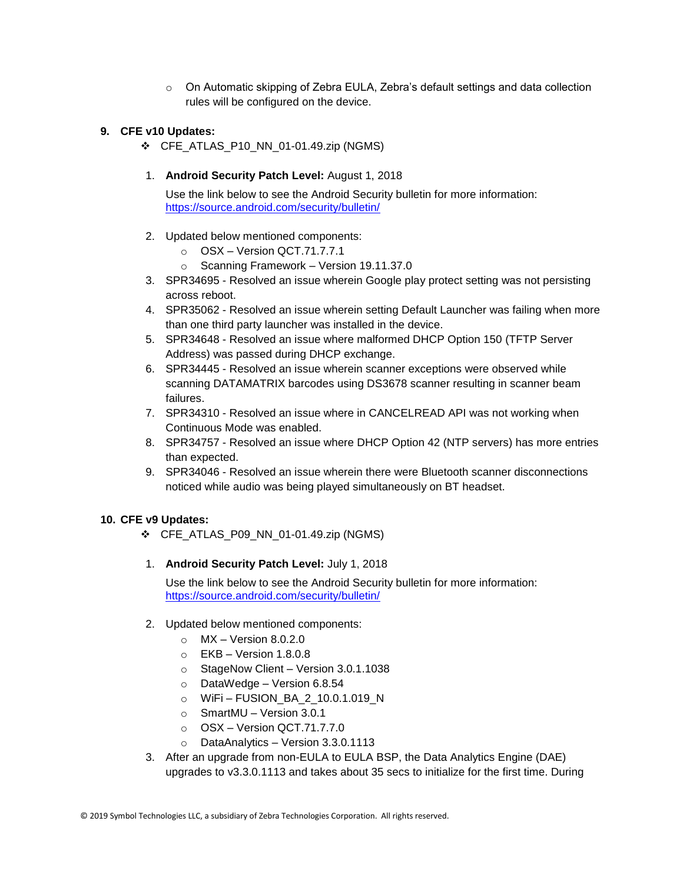- On Automatic skipping of Zebra EULA, Zebra's default settings and data collection rules will be configured on the device.

9. **CFE v10 Updates:**

   - CFE_ATLAS_P10_NN_01-01.49.zip (NGMS)

   1. **Android Security Patch Level:** August 1, 2018

      Use the link below to see the Android Security bulletin for more information: https://source.android.com/security/bulletin/

   2. Updated below mentioned components:
      - OSX – Version QCT.71.7.7.1
      - Scanning Framework – Version 19.11.37.0
   3. SPR34695 - Resolved an issue wherein Google play protect setting was not persisting across reboot.
   4. SPR35062 - Resolved an issue wherein setting Default Launcher was failing when more than one third party launcher was installed in the device.
   5. SPR34648 - Resolved an issue where malformed DHCP Option 150 (TFTP Server Address) was passed during DHCP exchange.
   6. SPR34445 - Resolved an issue wherein scanner exceptions were observed while scanning DATAMATRIX barcodes using DS3678 scanner resulting in scanner beam failures.
   7. SPR34310 - Resolved an issue where in CANCELREAD API was not working when Continuous Mode was enabled.
   8. SPR34757 - Resolved an issue where DHCP Option 42 (NTP servers) has more entries than expected.
   9. SPR34046 - Resolved an issue wherein there were Bluetooth scanner disconnections noticed while audio was being played simultaneously on BT headset.

10. **CFE v9 Updates:**

    - CFE_ATLAS_P09_NN_01-01.49.zip (NGMS)

    1. **Android Security Patch Level:** July 1, 2018

       Use the link below to see the Android Security bulletin for more information: https://source.android.com/security/bulletin/

    2. Updated below mentioned components:
       - MX – Version 8.0.2.0
       - EKB – Version 1.8.0.8
       - StageNow Client – Version 3.0.1.1038
       - DataWedge – Version 6.8.54
       - WiFi – FUSION_BA_2_10.0.1.019_N
       - SmartMU – Version 3.0.1
       - OSX – Version QCT.71.7.7.0
       - DataAnalytics – Version 3.3.0.1113
    3. After an upgrade from non-EULA to EULA BSP, the Data Analytics Engine (DAE) upgrades to v3.3.0.1113 and takes about 35 secs to initialize for the first time. During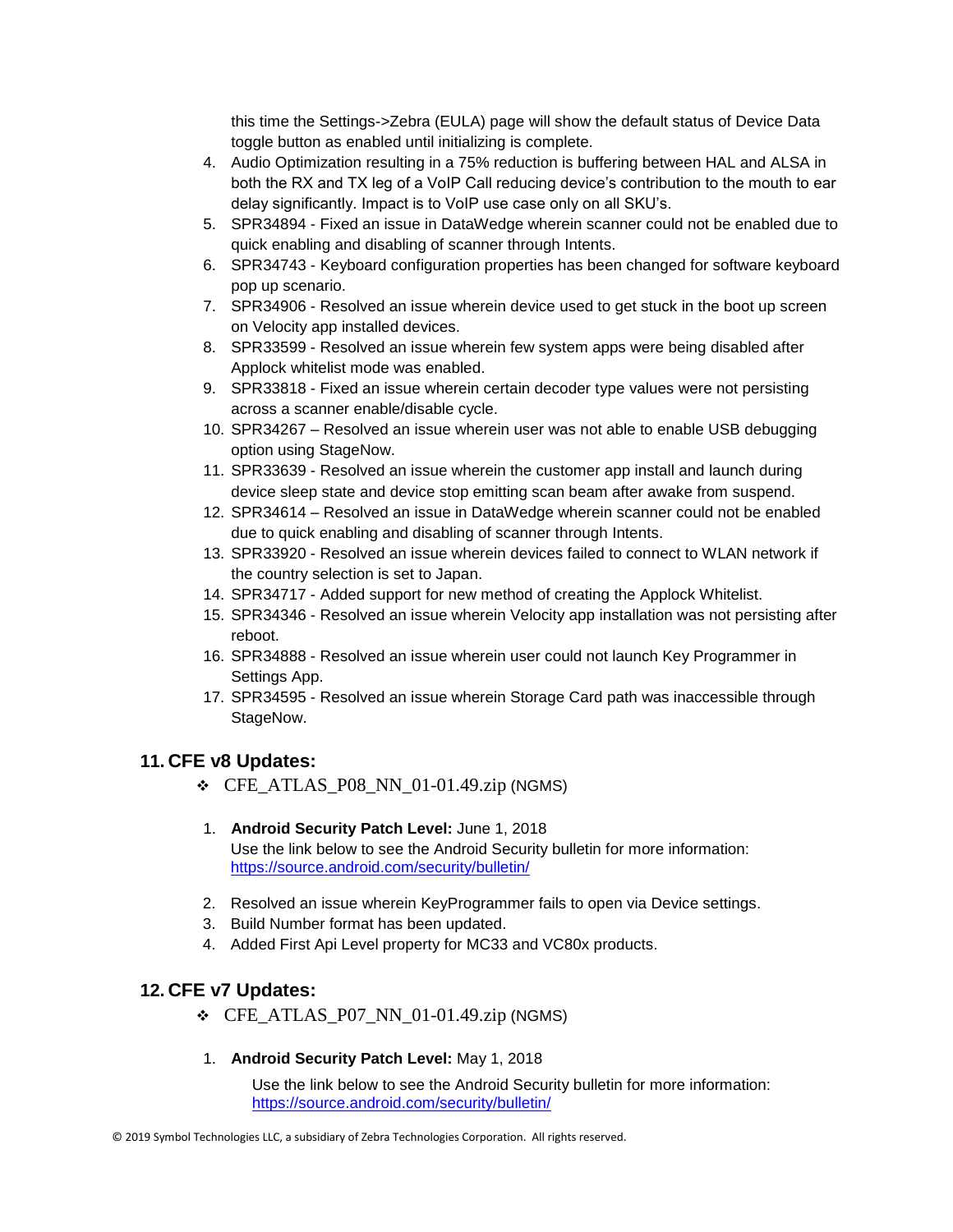this time the Settings->Zebra (EULA) page will show the default status of Device Data toggle button as enabled until initializing is complete.

4. Audio Optimization resulting in a 75% reduction is buffering between HAL and ALSA in both the RX and TX leg of a VoIP Call reducing device's contribution to the mouth to ear delay significantly. Impact is to VoIP use case only on all SKU's.
5. SPR34894 - Fixed an issue in DataWedge wherein scanner could not be enabled due to quick enabling and disabling of scanner through Intents.
6. SPR34743 - Keyboard configuration properties has been changed for software keyboard pop up scenario.
7. SPR34906 - Resolved an issue wherein device used to get stuck in the boot up screen on Velocity app installed devices.
8. SPR33599 - Resolved an issue wherein few system apps were being disabled after Applock whitelist mode was enabled.
9. SPR33818 - Fixed an issue wherein certain decoder type values were not persisting across a scanner enable/disable cycle.
10. SPR34267 – Resolved an issue wherein user was not able to enable USB debugging option using StageNow.
11. SPR33639 - Resolved an issue wherein the customer app install and launch during device sleep state and device stop emitting scan beam after awake from suspend.
12. SPR34614 – Resolved an issue in DataWedge wherein scanner could not be enabled due to quick enabling and disabling of scanner through Intents.
13. SPR33920 - Resolved an issue wherein devices failed to connect to WLAN network if the country selection is set to Japan.
14. SPR34717 - Added support for new method of creating the Applock Whitelist.
15. SPR34346 - Resolved an issue wherein Velocity app installation was not persisting after reboot.
16. SPR34888 - Resolved an issue wherein user could not launch Key Programmer in Settings App.
17. SPR34595 - Resolved an issue wherein Storage Card path was inaccessible through StageNow.

## 11. CFE v8 Updates:

- CFE_ATLAS_P08_NN_01-01.49.zip (NGMS)

1. **Android Security Patch Level:** June 1, 2018
   Use the link below to see the Android Security bulletin for more information: https://source.android.com/security/bulletin/
2. Resolved an issue wherein KeyProgrammer fails to open via Device settings.
3. Build Number format has been updated.
4. Added First Api Level property for MC33 and VC80x products.

## 12. CFE v7 Updates:

- CFE_ATLAS_P07_NN_01-01.49.zip (NGMS)

1. **Android Security Patch Level:** May 1, 2018

   Use the link below to see the Android Security bulletin for more information: https://source.android.com/security/bulletin/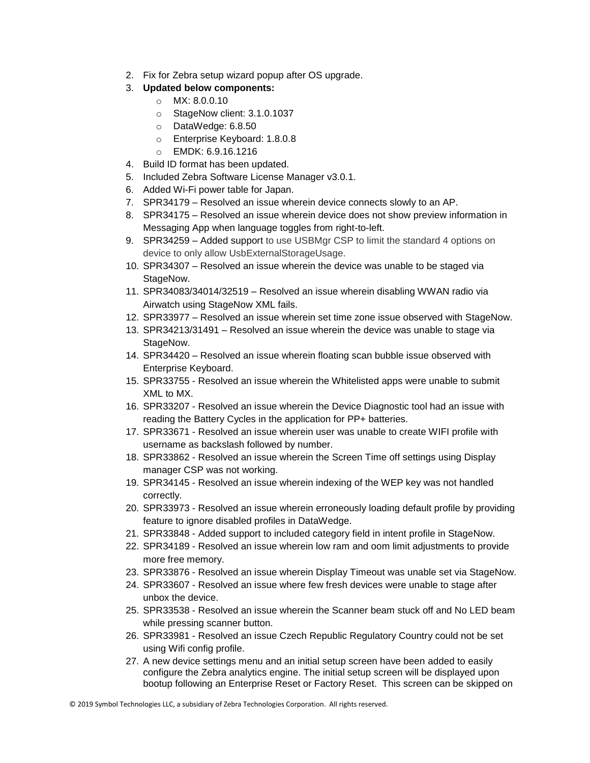2. Fix for Zebra setup wizard popup after OS upgrade.
3. **Updated below components:**
   - MX: 8.0.0.10
   - StageNow client: 3.1.0.1037
   - DataWedge: 6.8.50
   - Enterprise Keyboard: 1.8.0.8
   - EMDK: 6.9.16.1216
4. Build ID format has been updated.
5. Included Zebra Software License Manager v3.0.1.
6. Added Wi-Fi power table for Japan.
7. SPR34179 – Resolved an issue wherein device connects slowly to an AP.
8. SPR34175 – Resolved an issue wherein device does not show preview information in Messaging App when language toggles from right-to-left.
9. SPR34259 – Added support to use USBMgr CSP to limit the standard 4 options on device to only allow UsbExternalStorageUsage.
10. SPR34307 – Resolved an issue wherein the device was unable to be staged via StageNow.
11. SPR34083/34014/32519 – Resolved an issue wherein disabling WWAN radio via Airwatch using StageNow XML fails.
12. SPR33977 – Resolved an issue wherein set time zone issue observed with StageNow.
13. SPR34213/31491 – Resolved an issue wherein the device was unable to stage via StageNow.
14. SPR34420 – Resolved an issue wherein floating scan bubble issue observed with Enterprise Keyboard.
15. SPR33755 - Resolved an issue wherein the Whitelisted apps were unable to submit XML to MX.
16. SPR33207 - Resolved an issue wherein the Device Diagnostic tool had an issue with reading the Battery Cycles in the application for PP+ batteries.
17. SPR33671 - Resolved an issue wherein user was unable to create WIFI profile with username as backslash followed by number.
18. SPR33862 - Resolved an issue wherein the Screen Time off settings using Display manager CSP was not working.
19. SPR34145 - Resolved an issue wherein indexing of the WEP key was not handled correctly.
20. SPR33973 - Resolved an issue wherein erroneously loading default profile by providing feature to ignore disabled profiles in DataWedge.
21. SPR33848 - Added support to included category field in intent profile in StageNow.
22. SPR34189 - Resolved an issue wherein low ram and oom limit adjustments to provide more free memory.
23. SPR33876 - Resolved an issue wherein Display Timeout was unable set via StageNow.
24. SPR33607 - Resolved an issue where few fresh devices were unable to stage after unbox the device.
25. SPR33538 - Resolved an issue wherein the Scanner beam stuck off and No LED beam while pressing scanner button.
26. SPR33981 - Resolved an issue Czech Republic Regulatory Country could not be set using Wifi config profile.
27. A new device settings menu and an initial setup screen have been added to easily configure the Zebra analytics engine. The initial setup screen will be displayed upon bootup following an Enterprise Reset or Factory Reset. This screen can be skipped on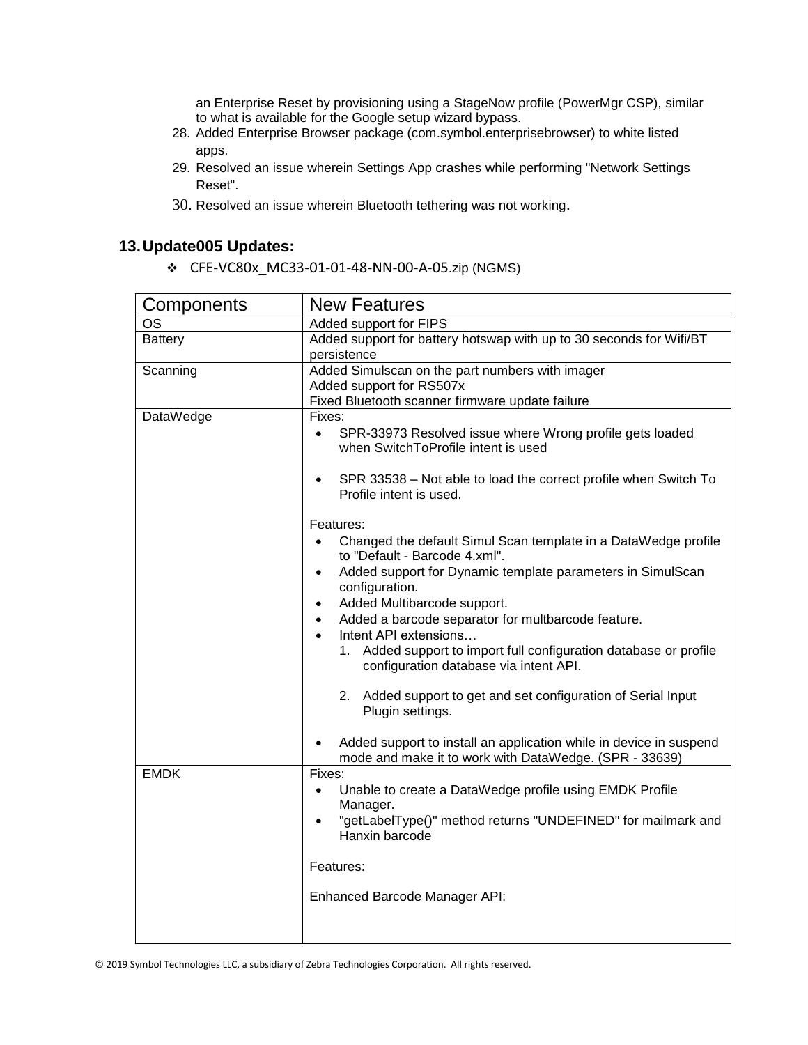an Enterprise Reset by provisioning using a StageNow profile (PowerMgr CSP), similar to what is available for the Google setup wizard bypass.

28. Added Enterprise Browser package (com.symbol.enterprisebrowser) to white listed apps.
29. Resolved an issue wherein Settings App crashes while performing "Network Settings Reset".
30. Resolved an issue wherein Bluetooth tethering was not working.

## 13. Update005 Updates:

- CFE-VC80x_MC33-01-01-48-NN-00-A-05.zip (NGMS)

| Components | New Features |
|---|---|
| OS | Added support for FIPS |
| Battery | Added support for battery hotswap with up to 30 seconds for Wifi/BT persistence |
| Scanning | Added Simulscan on the part numbers with imager<br>Added support for RS507x<br>Fixed Bluetooth scanner firmware update failure |
| DataWedge | Fixes:<br>• SPR-33973 Resolved issue where Wrong profile gets loaded when SwitchToProfile intent is used<br>• SPR 33538 – Not able to load the correct profile when Switch To Profile intent is used.<br><br>Features:<br>• Changed the default Simul Scan template in a DataWedge profile to "Default - Barcode 4.xml".<br>• Added support for Dynamic template parameters in SimulScan configuration.<br>• Added Multibarcode support.<br>• Added a barcode separator for multbarcode feature.<br>• Intent API extensions…<br>1. Added support to import full configuration database or profile configuration database via intent API.<br>2. Added support to get and set configuration of Serial Input Plugin settings.<br>• Added support to install an application while in device in suspend mode and make it to work with DataWedge. (SPR - 33639) |
| EMDK | Fixes:<br>• Unable to create a DataWedge profile using EMDK Profile Manager.<br>• "getLabelType()" method returns "UNDEFINED" for mailmark and Hanxin barcode<br><br>Features:<br><br>Enhanced Barcode Manager API: |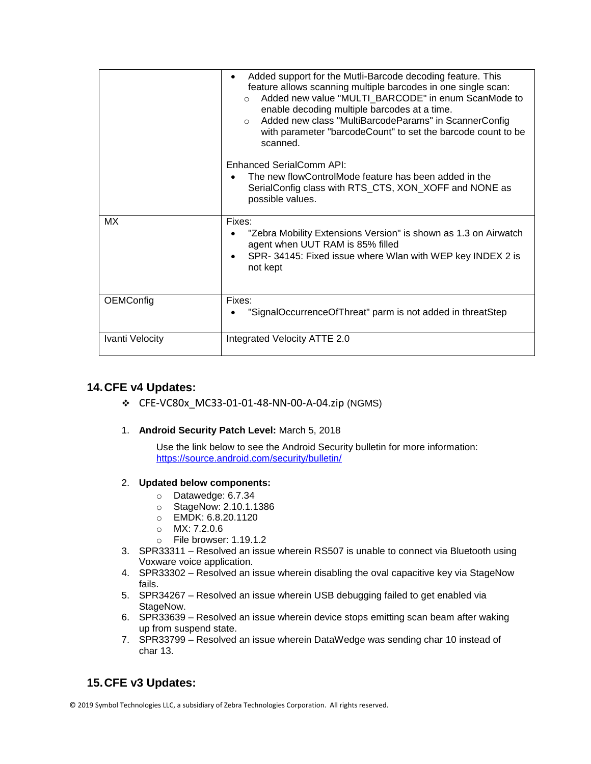| | |
|---|---|
| | • Added support for the Mutli-Barcode decoding feature. This feature allows scanning multiple barcodes in one single scan:<br>  ○ Added new value "MULTI_BARCODE" in enum ScanMode to enable decoding multiple barcodes at a time.<br>  ○ Added new class "MultiBarcodeParams" in ScannerConfig with parameter "barcodeCount" to set the barcode count to be scanned.<br><br>Enhanced SerialComm API:<br>• The new flowControlMode feature has been added in the SerialConfig class with RTS_CTS, XON_XOFF and NONE as possible values. |
| MX | Fixes:<br>• "Zebra Mobility Extensions Version" is shown as 1.3 on Airwatch agent when UUT RAM is 85% filled<br>• SPR- 34145: Fixed issue where Wlan with WEP key INDEX 2 is not kept |
| OEMConfig | Fixes:<br>• "SignalOccurrenceOfThreat" parm is not added in threatStep |
| Ivanti Velocity | Integrated Velocity ATTE 2.0 |

## 14. CFE v4 Updates:

- CFE-VC80x_MC33-01-01-48-NN-00-A-04.zip (NGMS)

1. **Android Security Patch Level:** March 5, 2018

   Use the link below to see the Android Security bulletin for more information: https://source.android.com/security/bulletin/

2. **Updated below components:**
   - Datawedge: 6.7.34
   - StageNow: 2.10.1.1386
   - EMDK: 6.8.20.1120
   - MX: 7.2.0.6
   - File browser: 1.19.1.2
3. SPR33311 – Resolved an issue wherein RS507 is unable to connect via Bluetooth using Voxware voice application.
4. SPR33302 – Resolved an issue wherein disabling the oval capacitive key via StageNow fails.
5. SPR34267 – Resolved an issue wherein USB debugging failed to get enabled via StageNow.
6. SPR33639 – Resolved an issue wherein device stops emitting scan beam after waking up from suspend state.
7. SPR33799 – Resolved an issue wherein DataWedge was sending char 10 instead of char 13.

## 15. CFE v3 Updates: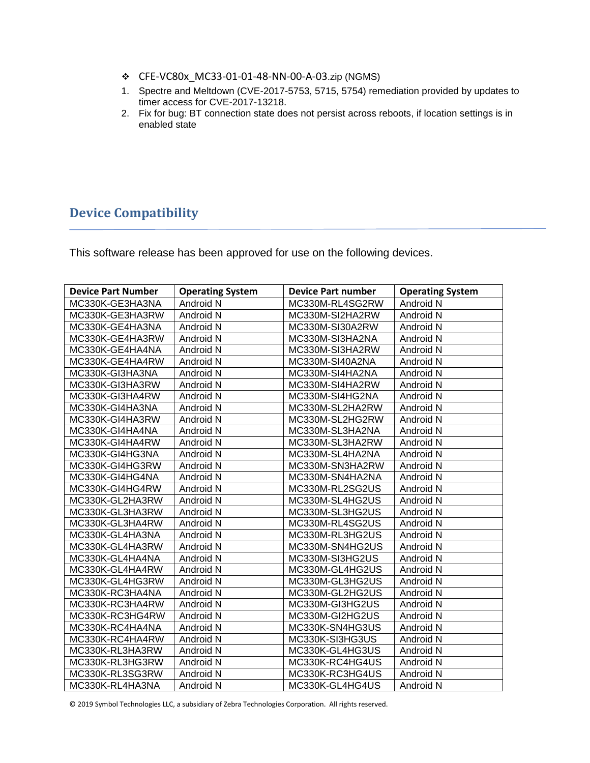- CFE-VC80x_MC33-01-01-48-NN-00-A-03.zip (NGMS)

1. Spectre and Meltdown (CVE-2017-5753, 5715, 5754) remediation provided by updates to timer access for CVE-2017-13218.
2. Fix for bug: BT connection state does not persist across reboots, if location settings is in enabled state

## Device Compatibility

This software release has been approved for use on the following devices.

| Device Part Number | Operating System | Device Part number | Operating System |
|---|---|---|---|
| MC330K-GE3HA3NA | Android N | MC330M-RL4SG2RW | Android N |
| MC330K-GE3HA3RW | Android N | MC330M-SI2HA2RW | Android N |
| MC330K-GE4HA3NA | Android N | MC330M-SI30A2RW | Android N |
| MC330K-GE4HA3RW | Android N | MC330M-SI3HA2NA | Android N |
| MC330K-GE4HA4NA | Android N | MC330M-SI3HA2RW | Android N |
| MC330K-GE4HA4RW | Android N | MC330M-SI40A2NA | Android N |
| MC330K-GI3HA3NA | Android N | MC330M-SI4HA2NA | Android N |
| MC330K-GI3HA3RW | Android N | MC330M-SI4HA2RW | Android N |
| MC330K-GI3HA4RW | Android N | MC330M-SI4HG2NA | Android N |
| MC330K-GI4HA3NA | Android N | MC330M-SL2HA2RW | Android N |
| MC330K-GI4HA3RW | Android N | MC330M-SL2HG2RW | Android N |
| MC330K-GI4HA4NA | Android N | MC330M-SL3HA2NA | Android N |
| MC330K-GI4HA4RW | Android N | MC330M-SL3HA2RW | Android N |
| MC330K-GI4HG3NA | Android N | MC330M-SL4HA2NA | Android N |
| MC330K-GI4HG3RW | Android N | MC330M-SN3HA2RW | Android N |
| MC330K-GI4HG4NA | Android N | MC330M-SN4HA2NA | Android N |
| MC330K-GI4HG4RW | Android N | MC330M-RL2SG2US | Android N |
| MC330K-GL2HA3RW | Android N | MC330M-SL4HG2US | Android N |
| MC330K-GL3HA3RW | Android N | MC330M-SL3HG2US | Android N |
| MC330K-GL3HA4RW | Android N | MC330M-RL4SG2US | Android N |
| MC330K-GL4HA3NA | Android N | MC330M-RL3HG2US | Android N |
| MC330K-GL4HA3RW | Android N | MC330M-SN4HG2US | Android N |
| MC330K-GL4HA4NA | Android N | MC330M-SI3HG2US | Android N |
| MC330K-GL4HA4RW | Android N | MC330M-GL4HG2US | Android N |
| MC330K-GL4HG3RW | Android N | MC330M-GL3HG2US | Android N |
| MC330K-RC3HA4NA | Android N | MC330M-GL2HG2US | Android N |
| MC330K-RC3HA4RW | Android N | MC330M-GI3HG2US | Android N |
| MC330K-RC3HG4RW | Android N | MC330M-GI2HG2US | Android N |
| MC330K-RC4HA4NA | Android N | MC330K-SN4HG3US | Android N |
| MC330K-RC4HA4RW | Android N | MC330K-SI3HG3US | Android N |
| MC330K-RL3HA3RW | Android N | MC330K-GL4HG3US | Android N |
| MC330K-RL3HG3RW | Android N | MC330K-RC4HG4US | Android N |
| MC330K-RL3SG3RW | Android N | MC330K-RC3HG4US | Android N |
| MC330K-RL4HA3NA | Android N | MC330K-GL4HG4US | Android N |

© 2019 Symbol Technologies LLC, a subsidiary of Zebra Technologies Corporation. All rights reserved.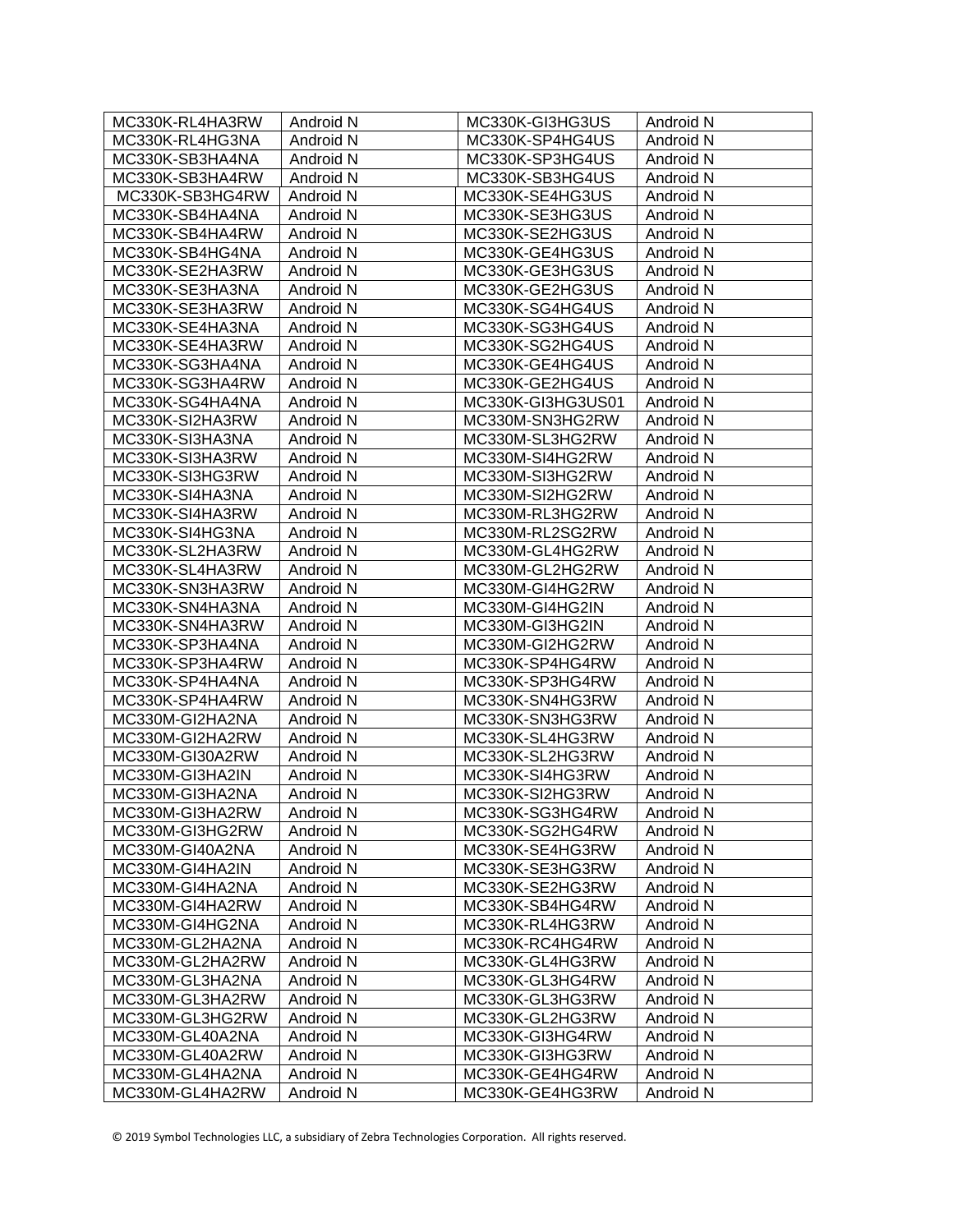| MC330K-RL4HA3RW | Android N | MC330K-GI3HG3US | Android N |
|---|---|---|---|
| MC330K-RL4HG3NA | Android N | MC330K-SP4HG4US | Android N |
| MC330K-SB3HA4NA | Android N | MC330K-SP3HG4US | Android N |
| MC330K-SB3HA4RW | Android N | MC330K-SB3HG4US | Android N |
| MC330K-SB3HG4RW | Android N | MC330K-SE4HG3US | Android N |
| MC330K-SB4HA4NA | Android N | MC330K-SE3HG3US | Android N |
| MC330K-SB4HA4RW | Android N | MC330K-SE2HG3US | Android N |
| MC330K-SB4HG4NA | Android N | MC330K-GE4HG3US | Android N |
| MC330K-SE2HA3RW | Android N | MC330K-GE3HG3US | Android N |
| MC330K-SE3HA3NA | Android N | MC330K-GE2HG3US | Android N |
| MC330K-SE3HA3RW | Android N | MC330K-SG4HG4US | Android N |
| MC330K-SE4HA3NA | Android N | MC330K-SG3HG4US | Android N |
| MC330K-SE4HA3RW | Android N | MC330K-SG2HG4US | Android N |
| MC330K-SG3HA4NA | Android N | MC330K-GE4HG4US | Android N |
| MC330K-SG3HA4RW | Android N | MC330K-GE2HG4US | Android N |
| MC330K-SG4HA4NA | Android N | MC330K-GI3HG3US01 | Android N |
| MC330K-SI2HA3RW | Android N | MC330M-SN3HG2RW | Android N |
| MC330K-SI3HA3NA | Android N | MC330M-SL3HG2RW | Android N |
| MC330K-SI3HA3RW | Android N | MC330M-SI4HG2RW | Android N |
| MC330K-SI3HG3RW | Android N | MC330M-SI3HG2RW | Android N |
| MC330K-SI4HA3NA | Android N | MC330M-SI2HG2RW | Android N |
| MC330K-SI4HA3RW | Android N | MC330M-RL3HG2RW | Android N |
| MC330K-SI4HG3NA | Android N | MC330M-RL2SG2RW | Android N |
| MC330K-SL2HA3RW | Android N | MC330M-GL4HG2RW | Android N |
| MC330K-SL4HA3RW | Android N | MC330M-GL2HG2RW | Android N |
| MC330K-SN3HA3RW | Android N | MC330M-GI4HG2RW | Android N |
| MC330K-SN4HA3NA | Android N | MC330M-GI4HG2IN | Android N |
| MC330K-SN4HA3RW | Android N | MC330M-GI3HG2IN | Android N |
| MC330K-SP3HA4NA | Android N | MC330M-GI2HG2RW | Android N |
| MC330K-SP3HA4RW | Android N | MC330K-SP4HG4RW | Android N |
| MC330K-SP4HA4NA | Android N | MC330K-SP3HG4RW | Android N |
| MC330K-SP4HA4RW | Android N | MC330K-SN4HG3RW | Android N |
| MC330M-GI2HA2NA | Android N | MC330K-SN3HG3RW | Android N |
| MC330M-GI2HA2RW | Android N | MC330K-SL4HG3RW | Android N |
| MC330M-GI30A2RW | Android N | MC330K-SL2HG3RW | Android N |
| MC330M-GI3HA2IN | Android N | MC330K-SI4HG3RW | Android N |
| MC330M-GI3HA2NA | Android N | MC330K-SI2HG3RW | Android N |
| MC330M-GI3HA2RW | Android N | MC330K-SG3HG4RW | Android N |
| MC330M-GI3HG2RW | Android N | MC330K-SG2HG4RW | Android N |
| MC330M-GI40A2NA | Android N | MC330K-SE4HG3RW | Android N |
| MC330M-GI4HA2IN | Android N | MC330K-SE3HG3RW | Android N |
| MC330M-GI4HA2NA | Android N | MC330K-SE2HG3RW | Android N |
| MC330M-GI4HA2RW | Android N | MC330K-SB4HG4RW | Android N |
| MC330M-GI4HG2NA | Android N | MC330K-RL4HG3RW | Android N |
| MC330M-GL2HA2NA | Android N | MC330K-RC4HG4RW | Android N |
| MC330M-GL2HA2RW | Android N | MC330K-GL4HG3RW | Android N |
| MC330M-GL3HA2NA | Android N | MC330K-GL3HG4RW | Android N |
| MC330M-GL3HA2RW | Android N | MC330K-GL3HG3RW | Android N |
| MC330M-GL3HG2RW | Android N | MC330K-GL2HG3RW | Android N |
| MC330M-GL40A2NA | Android N | MC330K-GI3HG4RW | Android N |
| MC330M-GL40A2RW | Android N | MC330K-GI3HG3RW | Android N |
| MC330M-GL4HA2NA | Android N | MC330K-GE4HG4RW | Android N |
| MC330M-GL4HA2RW | Android N | MC330K-GE4HG3RW | Android N |

© 2019 Symbol Technologies LLC, a subsidiary of Zebra Technologies Corporation. All rights reserved.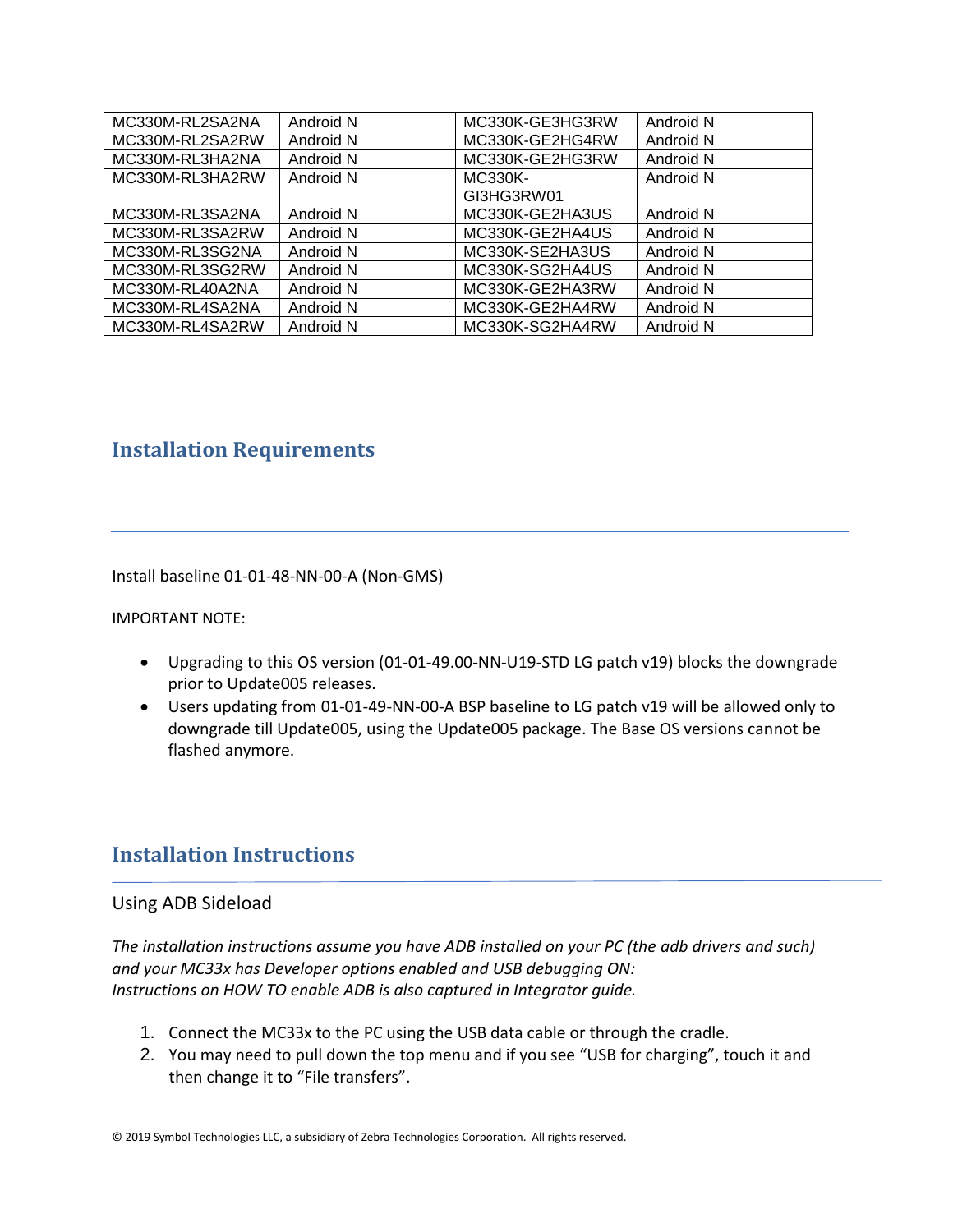| MC330M-RL2SA2NA | Android N | MC330K-GE3HG3RW | Android N |
|---|---|---|---|
| MC330M-RL2SA2RW | Android N | MC330K-GE2HG4RW | Android N |
| MC330M-RL3HA2NA | Android N | MC330K-GE2HG3RW | Android N |
| MC330M-RL3HA2RW | Android N | MC330K-GI3HG3RW01 | Android N |
| MC330M-RL3SA2NA | Android N | MC330K-GE2HA3US | Android N |
| MC330M-RL3SA2RW | Android N | MC330K-GE2HA4US | Android N |
| MC330M-RL3SG2NA | Android N | MC330K-SE2HA3US | Android N |
| MC330M-RL3SG2RW | Android N | MC330K-SG2HA4US | Android N |
| MC330M-RL40A2NA | Android N | MC330K-GE2HA3RW | Android N |
| MC330M-RL4SA2NA | Android N | MC330K-GE2HA4RW | Android N |
| MC330M-RL4SA2RW | Android N | MC330K-SG2HA4RW | Android N |

## Installation Requirements

Install baseline 01-01-48-NN-00-A (Non-GMS)

IMPORTANT NOTE:

- Upgrading to this OS version (01-01-49.00-NN-U19-STD LG patch v19) blocks the downgrade prior to Update005 releases.
- Users updating from 01-01-49-NN-00-A BSP baseline to LG patch v19 will be allowed only to downgrade till Update005, using the Update005 package. The Base OS versions cannot be flashed anymore.

## Installation Instructions

### Using ADB Sideload

*The installation instructions assume you have ADB installed on your PC (the adb drivers and such) and your MC33x has Developer options enabled and USB debugging ON: Instructions on HOW TO enable ADB is also captured in Integrator guide.*

1. Connect the MC33x to the PC using the USB data cable or through the cradle.
2. You may need to pull down the top menu and if you see "USB for charging", touch it and then change it to "File transfers".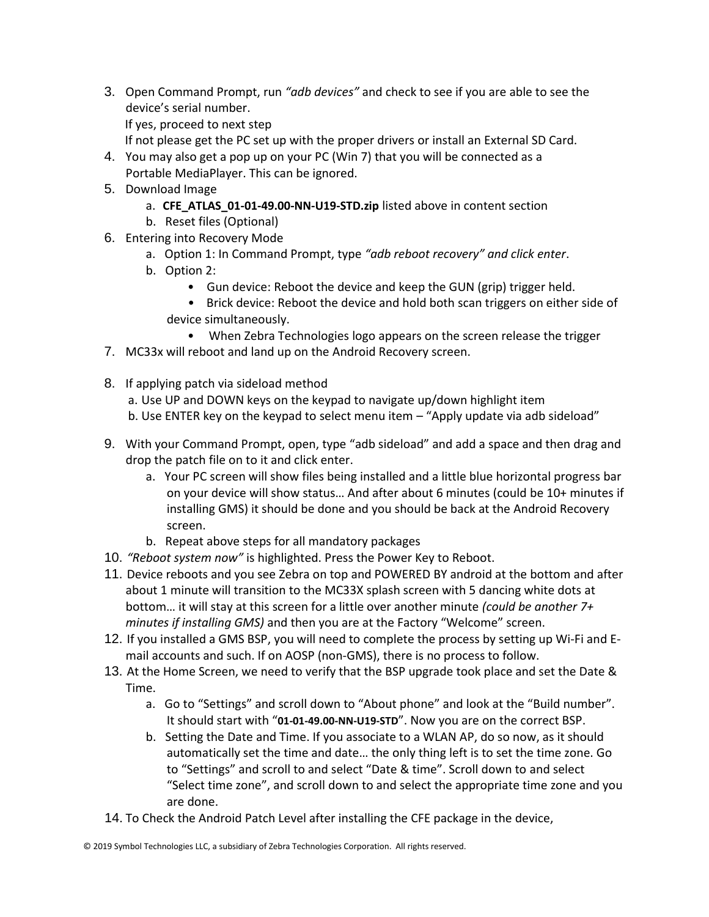3. Open Command Prompt, run *"adb devices"* and check to see if you are able to see the device's serial number.
   If yes, proceed to next step
   If not please get the PC set up with the proper drivers or install an External SD Card.
4. You may also get a pop up on your PC (Win 7) that you will be connected as a Portable MediaPlayer. This can be ignored.
5. Download Image
   a. **CFE_ATLAS_01-01-49.00-NN-U19-STD.zip** listed above in content section
   b. Reset files (Optional)
6. Entering into Recovery Mode
   a. Option 1: In Command Prompt, type *"adb reboot recovery" and click enter*.
   b. Option 2:
      - Gun device: Reboot the device and keep the GUN (grip) trigger held.
      - Brick device: Reboot the device and hold both scan triggers on either side of device simultaneously.
      - When Zebra Technologies logo appears on the screen release the trigger
7. MC33x will reboot and land up on the Android Recovery screen.
8. If applying patch via sideload method
   a. Use UP and DOWN keys on the keypad to navigate up/down highlight item
   b. Use ENTER key on the keypad to select menu item – "Apply update via adb sideload"
9. With your Command Prompt, open, type "adb sideload" and add a space and then drag and drop the patch file on to it and click enter.
   a. Your PC screen will show files being installed and a little blue horizontal progress bar on your device will show status… And after about 6 minutes (could be 10+ minutes if installing GMS) it should be done and you should be back at the Android Recovery screen.
   b. Repeat above steps for all mandatory packages
10. *"Reboot system now"* is highlighted. Press the Power Key to Reboot.
11. Device reboots and you see Zebra on top and POWERED BY android at the bottom and after about 1 minute will transition to the MC33X splash screen with 5 dancing white dots at bottom… it will stay at this screen for a little over another minute *(could be another 7+ minutes if installing GMS)* and then you are at the Factory "Welcome" screen.
12. If you installed a GMS BSP, you will need to complete the process by setting up Wi-Fi and E-mail accounts and such. If on AOSP (non-GMS), there is no process to follow.
13. At the Home Screen, we need to verify that the BSP upgrade took place and set the Date & Time.
    a. Go to "Settings" and scroll down to "About phone" and look at the "Build number". It should start with "**01-01-49.00-NN-U19-STD**". Now you are on the correct BSP.
    b. Setting the Date and Time. If you associate to a WLAN AP, do so now, as it should automatically set the time and date… the only thing left is to set the time zone. Go to "Settings" and scroll to and select "Date & time". Scroll down to and select "Select time zone", and scroll down to and select the appropriate time zone and you are done.
14. To Check the Android Patch Level after installing the CFE package in the device,

© 2019 Symbol Technologies LLC, a subsidiary of Zebra Technologies Corporation. All rights reserved.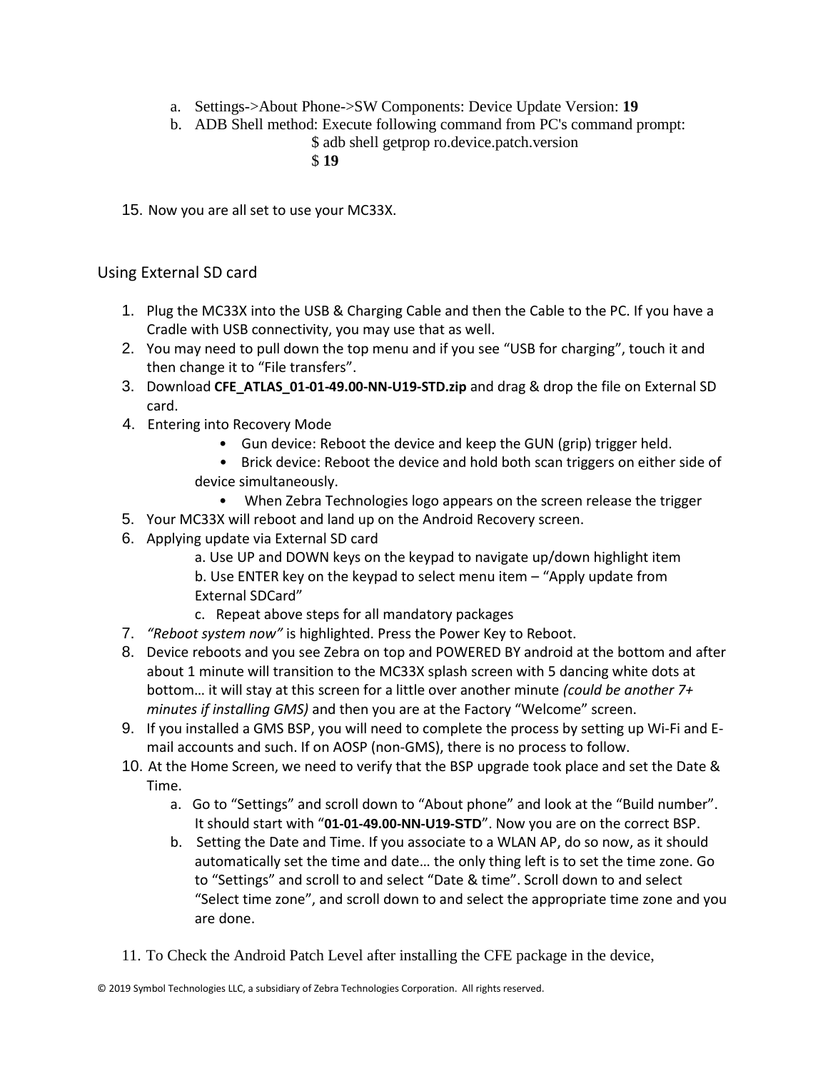a. Settings->About Phone->SW Components: Device Update Version: **19**
b. ADB Shell method: Execute following command from PC's command prompt:

```
$ adb shell getprop ro.device.patch.version
$ 19
```

15. Now you are all set to use your MC33X.

## Using External SD card

1. Plug the MC33X into the USB & Charging Cable and then the Cable to the PC. If you have a Cradle with USB connectivity, you may use that as well.
2. You may need to pull down the top menu and if you see “USB for charging”, touch it and then change it to “File transfers”.
3. Download **CFE_ATLAS_01-01-49.00-NN-U19-STD.zip** and drag & drop the file on External SD card.
4. Entering into Recovery Mode
   - Gun device: Reboot the device and keep the GUN (grip) trigger held.
   - Brick device: Reboot the device and hold both scan triggers on either side of device simultaneously.
   - When Zebra Technologies logo appears on the screen release the trigger
5. Your MC33X will reboot and land up on the Android Recovery screen.
6. Applying update via External SD card
   a. Use UP and DOWN keys on the keypad to navigate up/down highlight item
   b. Use ENTER key on the keypad to select menu item – “Apply update from External SDCard”
   c. Repeat above steps for all mandatory packages
7. *“Reboot system now”* is highlighted. Press the Power Key to Reboot.
8. Device reboots and you see Zebra on top and POWERED BY android at the bottom and after about 1 minute will transition to the MC33X splash screen with 5 dancing white dots at bottom… it will stay at this screen for a little over another minute *(could be another 7+ minutes if installing GMS)* and then you are at the Factory “Welcome” screen.
9. If you installed a GMS BSP, you will need to complete the process by setting up Wi-Fi and E-mail accounts and such. If on AOSP (non-GMS), there is no process to follow.
10. At the Home Screen, we need to verify that the BSP upgrade took place and set the Date & Time.
    a. Go to “Settings” and scroll down to “About phone” and look at the “Build number”. It should start with “**01-01-49.00-NN-U19-STD**”. Now you are on the correct BSP.
    b. Setting the Date and Time. If you associate to a WLAN AP, do so now, as it should automatically set the time and date… the only thing left is to set the time zone. Go to “Settings” and scroll to and select “Date & time”. Scroll down to and select “Select time zone”, and scroll down to and select the appropriate time zone and you are done.
11. To Check the Android Patch Level after installing the CFE package in the device,

© 2019 Symbol Technologies LLC, a subsidiary of Zebra Technologies Corporation. All rights reserved.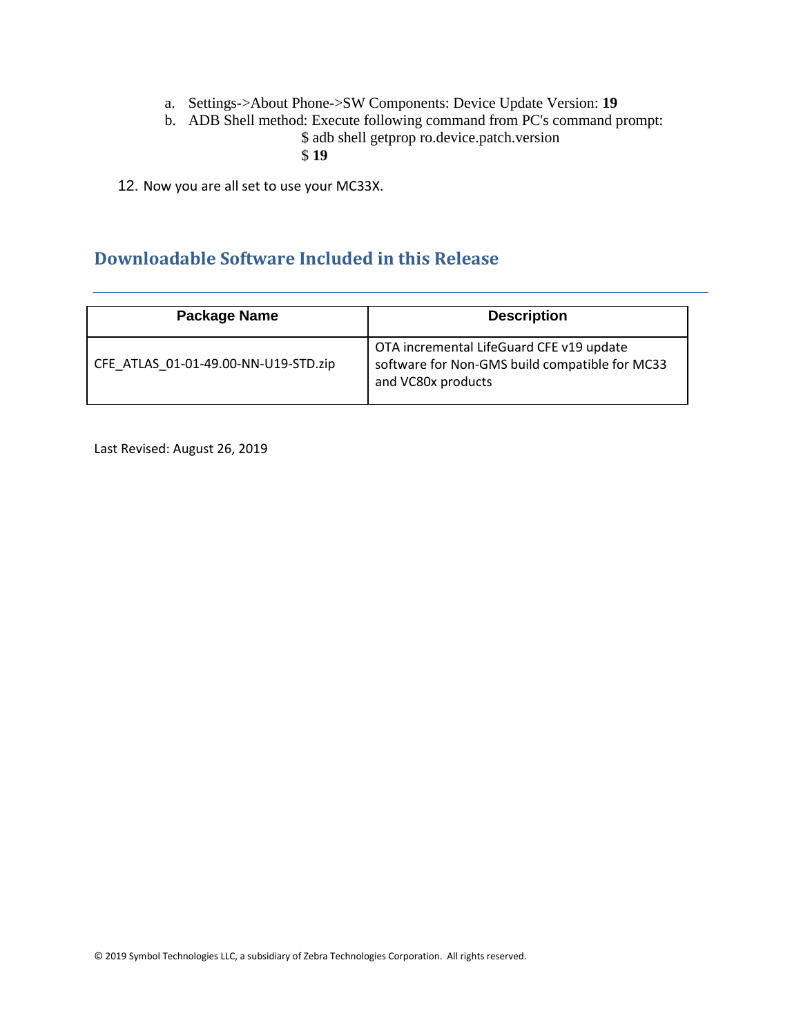a. Settings->About Phone->SW Components: Device Update Version: **19**

b. ADB Shell method: Execute following command from PC's command prompt:

```
$ adb shell getprop ro.device.patch.version
$ 19
```

12. Now you are all set to use your MC33X.

## Downloadable Software Included in this Release

| Package Name | Description |
| --- | --- |
| CFE_ATLAS_01-01-49.00-NN-U19-STD.zip | OTA incremental LifeGuard CFE v19 update software for Non-GMS build compatible for MC33 and VC80x products |

Last Revised: August 26, 2019

© 2019 Symbol Technologies LLC, a subsidiary of Zebra Technologies Corporation. All rights reserved.